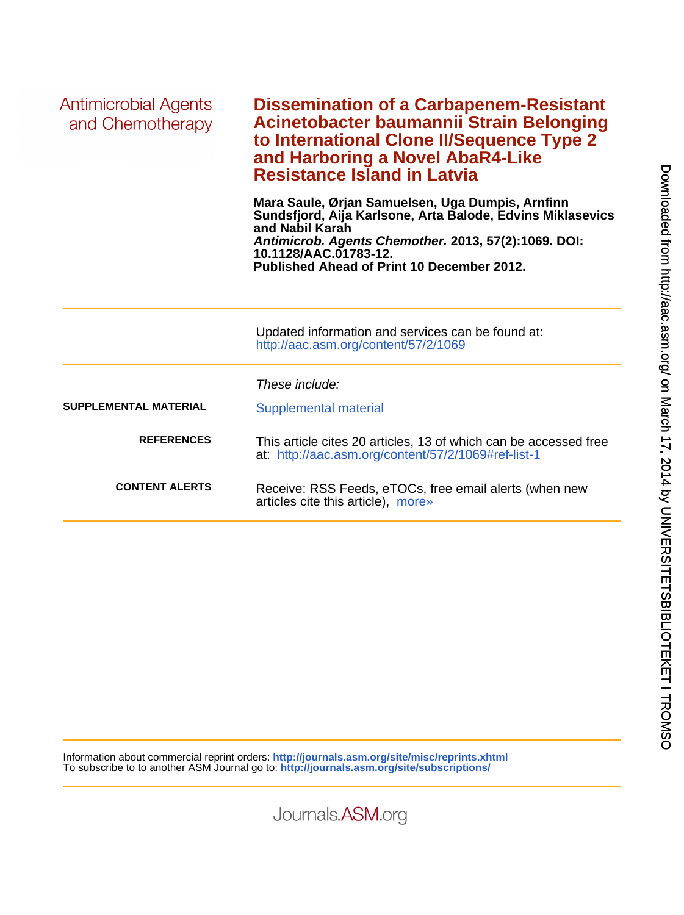Antimicrobial Agents and Chemotherapy

# Dissemination of a Carbapenem-Resistant Acinetobacter baumannii Strain Belonging to International Clone II/Sequence Type 2 and Harboring a Novel AbaR4-Like Resistance Island in Latvia

**Mara Saule, Ørjan Samuelsen, Uga Dumpis, Arnfinn Sundsfjord, Aija Karlsone, Arta Balode, Edvins Miklasevics and Nabil Karah**
***Antimicrob. Agents Chemother.*** **2013, 57(2):1069. DOI: 10.1128/AAC.01783-12.**
**Published Ahead of Print 10 December 2012.**

---

Updated information and services can be found at:
http://aac.asm.org/content/57/2/1069

---

*These include:*

**SUPPLEMENTAL MATERIAL** Supplemental material

**REFERENCES** This article cites 20 articles, 13 of which can be accessed free at: http://aac.asm.org/content/57/2/1069#ref-list-1

**CONTENT ALERTS** Receive: RSS Feeds, eTOCs, free email alerts (when new articles cite this article), more»

---

Information about commercial reprint orders: **http://journals.asm.org/site/misc/reprints.xhtml**
To subscribe to to another ASM Journal go to: **http://journals.asm.org/site/subscriptions/**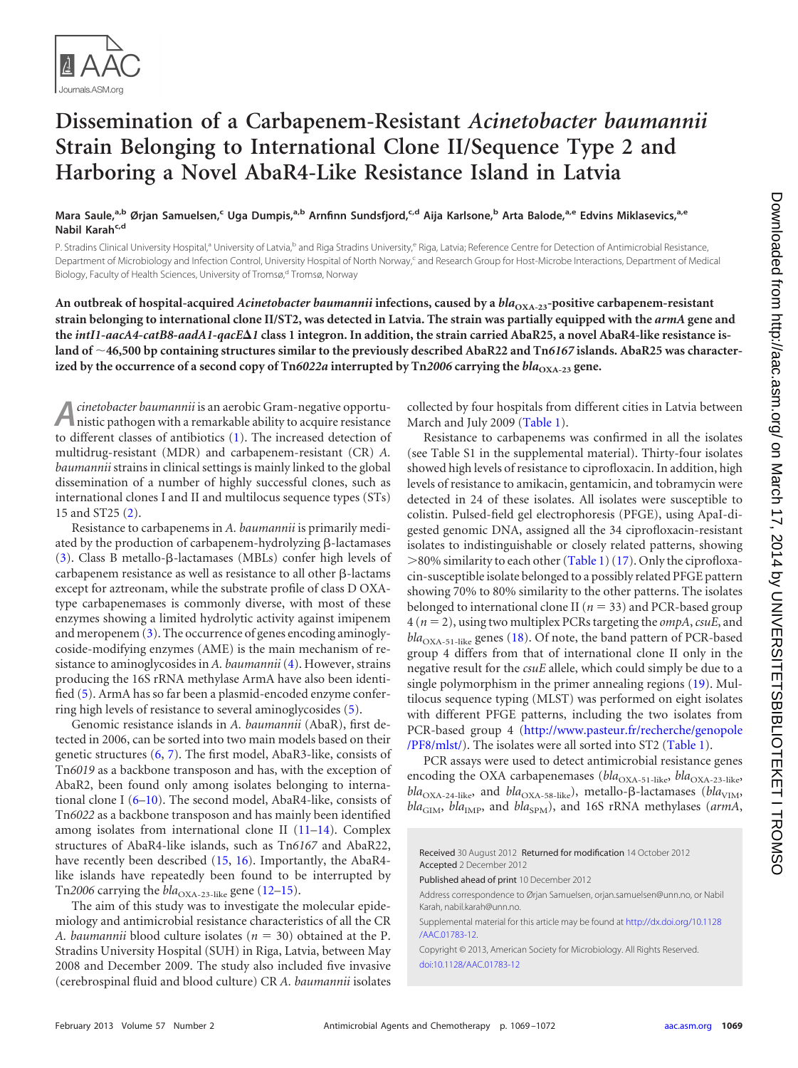# Dissemination of a Carbapenem-Resistant *Acinetobacter baumannii* Strain Belonging to International Clone II/Sequence Type 2 and Harboring a Novel AbaR4-Like Resistance Island in Latvia

**Mara Saule,[a,b] Ørjan Samuelsen,[c] Uga Dumpis,[a,b] Arnfinn Sundsfjord,[c,d] Aija Karlsone,[b] Arta Balode,[a,e] Edvins Miklasevics,[a,e] Nabil Karah[c,d]**

P. Stradins Clinical University Hospital,[a] University of Latvia,[b] and Riga Stradins University,[e] Riga, Latvia; Reference Centre for Detection of Antimicrobial Resistance, Department of Microbiology and Infection Control, University Hospital of North Norway,[c] and Research Group for Host-Microbe Interactions, Department of Medical Biology, Faculty of Health Sciences, University of Tromsø,[d] Tromsø, Norway

**An outbreak of hospital-acquired *Acinetobacter baumannii* infections, caused by a *bla*$_{OXA-23}$-positive carbapenem-resistant strain belonging to international clone II/ST2, was detected in Latvia. The strain was partially equipped with the *armA* gene and the *intI1-aacA4-catB8-aadA1-qacEΔ1* class 1 integron. In addition, the strain carried AbaR25, a novel AbaR4-like resistance island of ~46,500 bp containing structures similar to the previously described AbaR22 and Tn*6167* islands. AbaR25 was characterized by the occurrence of a second copy of Tn*6022a* interrupted by Tn*2006* carrying the *bla*$_{OXA-23}$ gene.**

*Acinetobacter baumannii* is an aerobic Gram-negative opportunistic pathogen with a remarkable ability to acquire resistance to different classes of antibiotics (1). The increased detection of multidrug-resistant (MDR) and carbapenem-resistant (CR) *A. baumannii* strains in clinical settings is mainly linked to the global dissemination of a number of highly successful clones, such as international clones I and II and multilocus sequence types (STs) 15 and ST25 (2).

Resistance to carbapenems in *A. baumannii* is primarily mediated by the production of carbapenem-hydrolyzing β-lactamases (3). Class B metallo-β-lactamases (MBLs) confer high levels of carbapenem resistance as well as resistance to all other β-lactams except for aztreonam, while the substrate profile of class D OXA-type carbapenemases is commonly diverse, with most of these enzymes showing a limited hydrolytic activity against imipenem and meropenem (3). The occurrence of genes encoding aminoglycoside-modifying enzymes (AME) is the main mechanism of resistance to aminoglycosides in *A. baumannii* (4). However, strains producing the 16S rRNA methylase ArmA have also been identified (5). ArmA has so far been a plasmid-encoded enzyme conferring high levels of resistance to several aminoglycosides (5).

Genomic resistance islands in *A. baumannii* (AbaR), first detected in 2006, can be sorted into two main models based on their genetic structures (6, 7). The first model, AbaR3-like, consists of Tn*6019* as a backbone transposon and has, with the exception of AbaR2, been found only among isolates belonging to international clone I (6–10). The second model, AbaR4-like, consists of Tn*6022* as a backbone transposon and has mainly been identified among isolates from international clone II (11–14). Complex structures of AbaR4-like islands, such as Tn*6167* and AbaR22, have recently been described (15, 16). Importantly, the AbaR4-like islands have repeatedly been found to be interrupted by Tn*2006* carrying the *bla*$_{OXA-23-like}$ gene (12–15).

The aim of this study was to investigate the molecular epidemiology and antimicrobial resistance characteristics of all the CR *A. baumannii* blood culture isolates ($n = 30$) obtained at the P. Stradins University Hospital (SUH) in Riga, Latvia, between May 2008 and December 2009. The study also included five invasive (cerebrospinal fluid and blood culture) CR *A. baumannii* isolates collected by four hospitals from different cities in Latvia between March and July 2009 (Table 1).

Resistance to carbapenems was confirmed in all the isolates (see Table S1 in the supplemental material). Thirty-four isolates showed high levels of resistance to ciprofloxacin. In addition, high levels of resistance to amikacin, gentamicin, and tobramycin were detected in 24 of these isolates. All isolates were susceptible to colistin. Pulsed-field gel electrophoresis (PFGE), using ApaI-digested genomic DNA, assigned all the 34 ciprofloxacin-resistant isolates to indistinguishable or closely related patterns, showing >80% similarity to each other (Table 1) (17). Only the ciprofloxacin-susceptible isolate belonged to a possibly related PFGE pattern showing 70% to 80% similarity to the other patterns. The isolates belonged to international clone II ($n = 33$) and PCR-based group 4 ($n = 2$), using two multiplex PCRs targeting the *ompA*, *csuE*, and *bla*$_{OXA-51-like}$ genes (18). Of note, the band pattern of PCR-based group 4 differs from that of international clone II only in the negative result for the *csuE* allele, which could simply be due to a single polymorphism in the primer annealing regions (19). Multilocus sequence typing (MLST) was performed on eight isolates with different PFGE patterns, including the two isolates from PCR-based group 4 (http://www.pasteur.fr/recherche/genopole/PF8/mlst/). The isolates were all sorted into ST2 (Table 1).

PCR assays were used to detect antimicrobial resistance genes encoding the OXA carbapenemases (*bla*$_{OXA-51-like}$, *bla*$_{OXA-23-like}$, *bla*$_{OXA-24-like}$, and *bla*$_{OXA-58-like}$), metallo-β-lactamases (*bla*$_{VIM}$, *bla*$_{GIM}$, *bla*$_{IMP}$, and *bla*$_{SPM}$), and 16S rRNA methylases (*armA*,

Received 30 August 2012 Returned for modification 14 October 2012 Accepted 2 December 2012

Published ahead of print 10 December 2012

Address correspondence to Ørjan Samuelsen, orjan.samuelsen@unn.no, or Nabil Karah, nabil.karah@unn.no.

Supplemental material for this article may be found at http://dx.doi.org/10.1128/AAC.01783-12.

Copyright © 2013, American Society for Microbiology. All Rights Reserved.

doi:10.1128/AAC.01783-12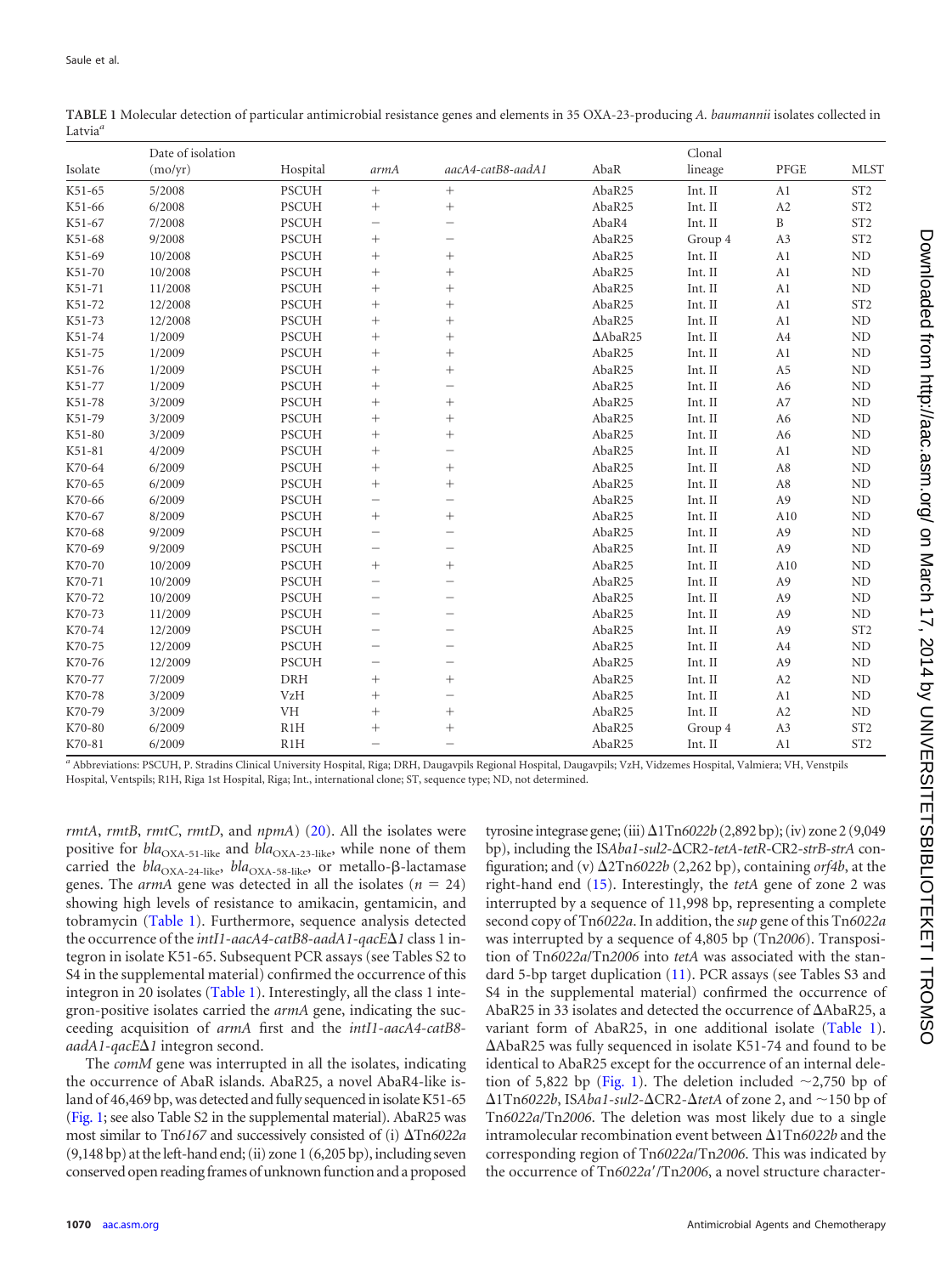**TABLE 1** Molecular detection of particular antimicrobial resistance genes and elements in 35 OXA-23-producing *A. baumannii* isolates collected in Latvia[a]

| Isolate | Date of isolation (mo/yr) | Hospital | *armA* | *aacA4-catB8-aadA1* | AbaR | Clonal lineage | PFGE | MLST |
|---|---|---|---|---|---|---|---|---|
| K51-65 | 5/2008 | PSCUH | + | + | AbaR25 | Int. II | A1 | ST2 |
| K51-66 | 6/2008 | PSCUH | + | + | AbaR25 | Int. II | A2 | ST2 |
| K51-67 | 7/2008 | PSCUH | − | − | AbaR4 | Int. II | B | ST2 |
| K51-68 | 9/2008 | PSCUH | + | − | AbaR25 | Group 4 | A3 | ST2 |
| K51-69 | 10/2008 | PSCUH | + | + | AbaR25 | Int. II | A1 | ND |
| K51-70 | 10/2008 | PSCUH | + | + | AbaR25 | Int. II | A1 | ND |
| K51-71 | 11/2008 | PSCUH | + | + | AbaR25 | Int. II | A1 | ND |
| K51-72 | 12/2008 | PSCUH | + | + | AbaR25 | Int. II | A1 | ST2 |
| K51-73 | 12/2008 | PSCUH | + | + | AbaR25 | Int. II | A1 | ND |
| K51-74 | 1/2009 | PSCUH | + | + | ΔAbaR25 | Int. II | A4 | ND |
| K51-75 | 1/2009 | PSCUH | + | + | AbaR25 | Int. II | A1 | ND |
| K51-76 | 1/2009 | PSCUH | + | + | AbaR25 | Int. II | A5 | ND |
| K51-77 | 1/2009 | PSCUH | + | − | AbaR25 | Int. II | A6 | ND |
| K51-78 | 3/2009 | PSCUH | + | + | AbaR25 | Int. II | A7 | ND |
| K51-79 | 3/2009 | PSCUH | + | + | AbaR25 | Int. II | A6 | ND |
| K51-80 | 3/2009 | PSCUH | + | + | AbaR25 | Int. II | A6 | ND |
| K51-81 | 4/2009 | PSCUH | + | − | AbaR25 | Int. II | A1 | ND |
| K70-64 | 6/2009 | PSCUH | + | + | AbaR25 | Int. II | A8 | ND |
| K70-65 | 6/2009 | PSCUH | + | + | AbaR25 | Int. II | A8 | ND |
| K70-66 | 6/2009 | PSCUH | − | − | AbaR25 | Int. II | A9 | ND |
| K70-67 | 8/2009 | PSCUH | + | + | AbaR25 | Int. II | A10 | ND |
| K70-68 | 9/2009 | PSCUH | − | − | AbaR25 | Int. II | A9 | ND |
| K70-69 | 9/2009 | PSCUH | − | − | AbaR25 | Int. II | A9 | ND |
| K70-70 | 10/2009 | PSCUH | + | + | AbaR25 | Int. II | A10 | ND |
| K70-71 | 10/2009 | PSCUH | − | − | AbaR25 | Int. II | A9 | ND |
| K70-72 | 10/2009 | PSCUH | − | − | AbaR25 | Int. II | A9 | ND |
| K70-73 | 11/2009 | PSCUH | − | − | AbaR25 | Int. II | A9 | ND |
| K70-74 | 12/2009 | PSCUH | − | − | AbaR25 | Int. II | A9 | ST2 |
| K70-75 | 12/2009 | PSCUH | − | − | AbaR25 | Int. II | A4 | ND |
| K70-76 | 12/2009 | PSCUH | − | − | AbaR25 | Int. II | A9 | ND |
| K70-77 | 7/2009 | DRH | + | + | AbaR25 | Int. II | A2 | ND |
| K70-78 | 3/2009 | VzH | + | − | AbaR25 | Int. II | A1 | ND |
| K70-79 | 3/2009 | VH | + | + | AbaR25 | Int. II | A2 | ND |
| K70-80 | 6/2009 | R1H | + | + | AbaR25 | Group 4 | A3 | ST2 |
| K70-81 | 6/2009 | R1H | − | − | AbaR25 | Int. II | A1 | ST2 |

[a] Abbreviations: PSCUH, P. Stradins Clinical University Hospital, Riga; DRH, Daugavpils Regional Hospital, Daugavpils; VzH, Vidzemes Hospital, Valmiera; VH, Venstpils Hospital, Ventspils; R1H, Riga 1st Hospital, Riga; Int., international clone; ST, sequence type; ND, not determined.

*rmtA*, *rmtB*, *rmtC*, *rmtD*, and *npmA*) (20). All the isolates were positive for $bla_{\text{OXA-51-like}}$ and $bla_{\text{OXA-23-like}}$, while none of them carried the $bla_{\text{OXA-24-like}}$, $bla_{\text{OXA-58-like}}$, or metallo-β-lactamase genes. The *armA* gene was detected in all the isolates ($n = 24$) showing high levels of resistance to amikacin, gentamicin, and tobramycin (Table 1). Furthermore, sequence analysis detected the occurrence of the *intI1-aacA4-catB8-aadA1-qacE*Δ*1* class 1 integron in isolate K51-65. Subsequent PCR assays (see Tables S2 to S4 in the supplemental material) confirmed the occurrence of this integron in 20 isolates (Table 1). Interestingly, all the class 1 integron-positive isolates carried the *armA* gene, indicating the succeeding acquisition of *armA* first and the *intI1-aacA4-catB8-aadA1-qacE*Δ*1* integron second.

The *comM* gene was interrupted in all the isolates, indicating the occurrence of AbaR islands. AbaR25, a novel AbaR4-like island of 46,469 bp, was detected and fully sequenced in isolate K51-65 (Fig. 1; see also Table S2 in the supplemental material). AbaR25 was most similar to Tn*6167* and successively consisted of (i) ΔTn*6022a* (9,148 bp) at the left-hand end; (ii) zone 1 (6,205 bp), including seven conserved open reading frames of unknown function and a proposed tyrosine integrase gene; (iii) Δ1Tn*6022b* (2,892 bp); (iv) zone 2 (9,049 bp), including the IS*Aba1-sul2*-ΔCR2-*tetA-tetR*-CR2-*strB-strA* configuration; and (v) Δ2Tn*6022b* (2,262 bp), containing *orf4b*, at the right-hand end (15). Interestingly, the *tetA* gene of zone 2 was interrupted by a sequence of 11,998 bp, representing a complete second copy of Tn*6022a*. In addition, the *sup* gene of this Tn*6022a* was interrupted by a sequence of 4,805 bp (Tn*2006*). Transposition of Tn*6022a*/Tn*2006* into *tetA* was associated with the standard 5-bp target duplication (11). PCR assays (see Tables S3 and S4 in the supplemental material) confirmed the occurrence of AbaR25 in 33 isolates and detected the occurrence of ΔAbaR25, a variant form of AbaR25, in one additional isolate (Table 1). ΔAbaR25 was fully sequenced in isolate K51-74 and found to be identical to AbaR25 except for the occurrence of an internal deletion of 5,822 bp (Fig. 1). The deletion included ~2,750 bp of Δ1Tn*6022b*, IS*Aba1-sul2*-ΔCR2-Δ*tetA* of zone 2, and ~150 bp of Tn*6022a*/Tn*2006*. The deletion was most likely due to a single intramolecular recombination event between Δ1Tn*6022b* and the corresponding region of Tn*6022a*/Tn*2006*. This was indicated by the occurrence of Tn*6022a′*/Tn*2006*, a novel structure character-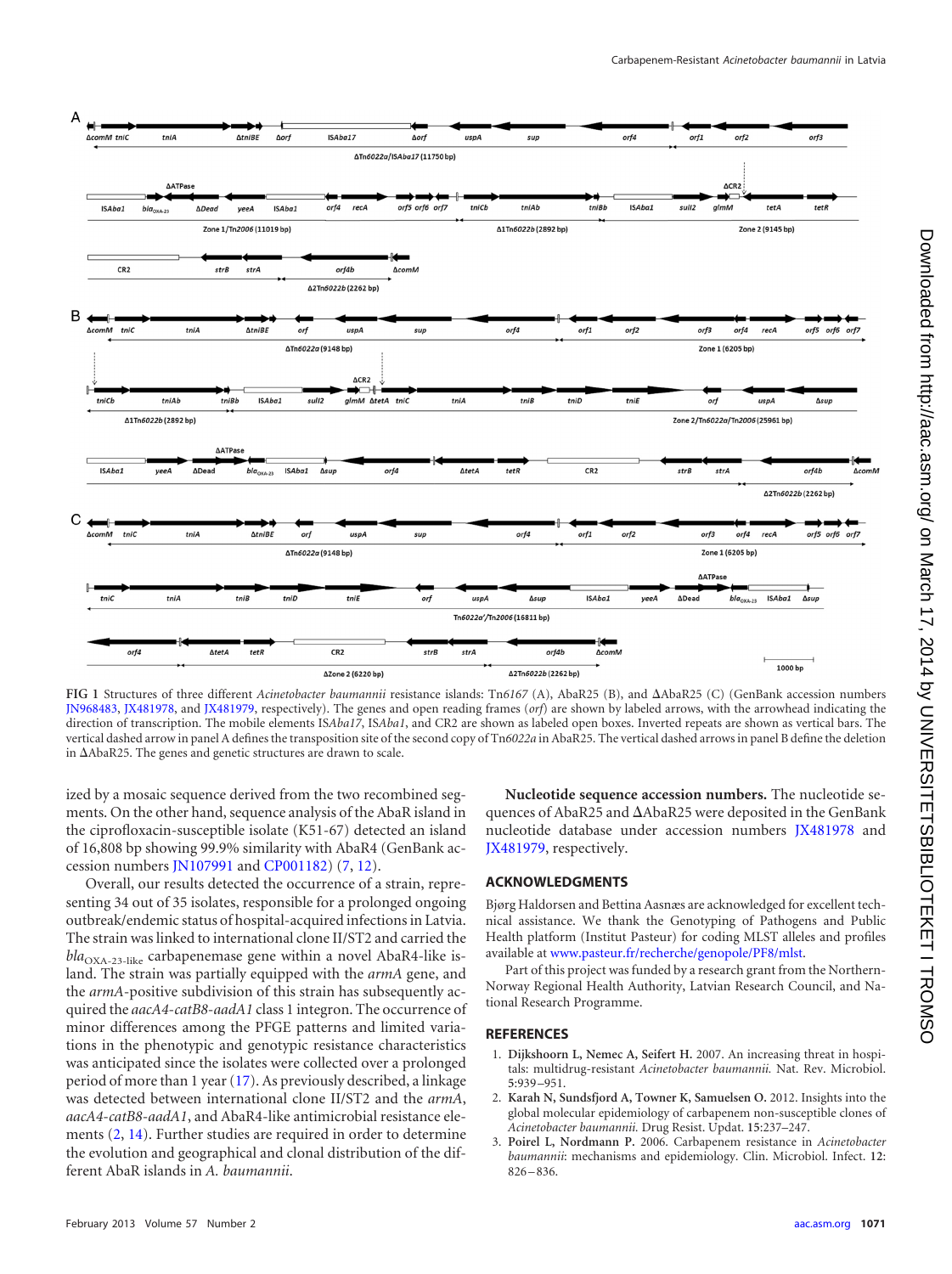FIG 1 Structures of three different *Acinetobacter baumannii* resistance islands: Tn*6167* (A), AbaR25 (B), and ΔAbaR25 (C) (GenBank accession numbers JN968483, JX481978, and JX481979, respectively). The genes and open reading frames (*orf*) are shown by labeled arrows, with the arrowhead indicating the direction of transcription. The mobile elements IS*Aba17*, IS*Aba1*, and CR2 are shown as labeled open boxes. Inverted repeats are shown as vertical bars. The vertical dashed arrow in panel A defines the transposition site of the second copy of Tn*6022a* in AbaR25. The vertical dashed arrows in panel B define the deletion in ΔAbaR25. The genes and genetic structures are drawn to scale.

ized by a mosaic sequence derived from the two recombined segments. On the other hand, sequence analysis of the AbaR island in the ciprofloxacin-susceptible isolate (K51-67) detected an island of 16,808 bp showing 99.9% similarity with AbaR4 (GenBank accession numbers JN107991 and CP001182) (7, 12).

Overall, our results detected the occurrence of a strain, representing 34 out of 35 isolates, responsible for a prolonged ongoing outbreak/endemic status of hospital-acquired infections in Latvia. The strain was linked to international clone II/ST2 and carried the $bla_{\text{OXA-23-like}}$ carbapenemase gene within a novel AbaR4-like island. The strain was partially equipped with the *armA* gene, and the *armA*-positive subdivision of this strain has subsequently acquired the *aacA4-catB8-aadA1* class 1 integron. The occurrence of minor differences among the PFGE patterns and limited variations in the phenotypic and genotypic resistance characteristics was anticipated since the isolates were collected over a prolonged period of more than 1 year (17). As previously described, a linkage was detected between international clone II/ST2 and the *armA*, *aacA4-catB8-aadA1*, and AbaR4-like antimicrobial resistance elements (2, 14). Further studies are required in order to determine the evolution and geographical and clonal distribution of the different AbaR islands in *A. baumannii*.

**Nucleotide sequence accession numbers.** The nucleotide sequences of AbaR25 and ΔAbaR25 were deposited in the GenBank nucleotide database under accession numbers JX481978 and JX481979, respectively.

## ACKNOWLEDGMENTS

Bjørg Haldorsen and Bettina Aasnæs are acknowledged for excellent technical assistance. We thank the Genotyping of Pathogens and Public Health platform (Institut Pasteur) for coding MLST alleles and profiles available at www.pasteur.fr/recherche/genopole/PF8/mlst.

Part of this project was funded by a research grant from the Northern-Norway Regional Health Authority, Latvian Research Council, and National Research Programme.

## REFERENCES

1. **Dijkshoorn L, Nemec A, Seifert H.** 2007. An increasing threat in hospitals: multidrug-resistant *Acinetobacter baumannii*. Nat. Rev. Microbiol. 5:939–951.
2. **Karah N, Sundsfjord A, Towner K, Samuelsen O.** 2012. Insights into the global molecular epidemiology of carbapenem non-susceptible clones of *Acinetobacter baumannii*. Drug Resist. Updat. 15:237–247.
3. **Poirel L, Nordmann P.** 2006. Carbapenem resistance in *Acinetobacter baumannii*: mechanisms and epidemiology. Clin. Microbiol. Infect. 12: 826–836.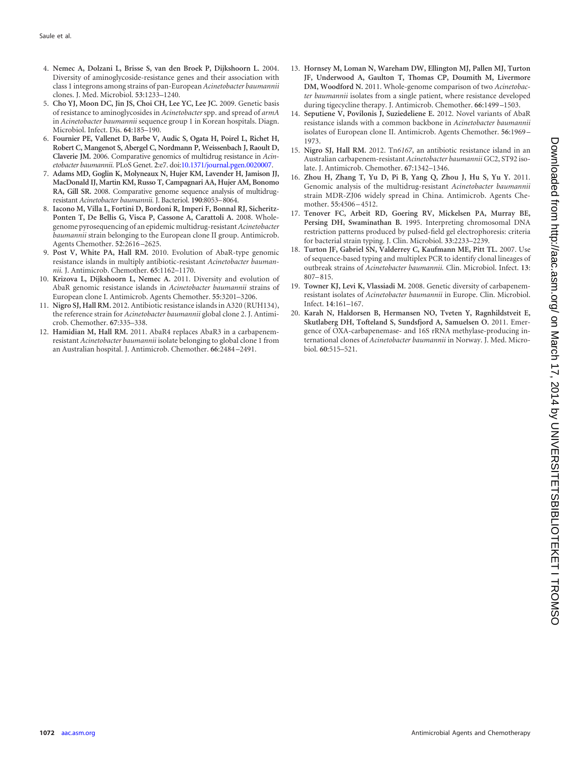4. **Nemec A, Dolzani L, Brisse S, van den Broek P, Dijkshoorn L.** 2004. Diversity of aminoglycoside-resistance genes and their association with class 1 integrons among strains of pan-European *Acinetobacter baumannii* clones. J. Med. Microbiol. **53**:1233–1240.
5. **Cho YJ, Moon DC, Jin JS, Choi CH, Lee YC, Lee JC.** 2009. Genetic basis of resistance to aminoglycosides in *Acinetobacter* spp. and spread of *armA* in *Acinetobacter baumannii* sequence group 1 in Korean hospitals. Diagn. Microbiol. Infect. Dis. **64**:185–190.
6. **Fournier PE, Vallenet D, Barbe V, Audic S, Ogata H, Poirel L, Richet H, Robert C, Mangenot S, Abergel C, Nordmann P, Weissenbach J, Raoult D, Claverie JM.** 2006. Comparative genomics of multidrug resistance in *Acinetobacter baumannii.* PLoS Genet. **2**:e7. doi:10.1371/journal.pgen.0020007.
7. **Adams MD, Goglin K, Molyneaux N, Hujer KM, Lavender H, Jamison JJ, MacDonald IJ, Martin KM, Russo T, Campagnari AA, Hujer AM, Bonomo RA, Gill SR.** 2008. Comparative genome sequence analysis of multidrug-resistant *Acinetobacter baumannii.* J. Bacteriol. **190**:8053–8064.
8. **Iacono M, Villa L, Fortini D, Bordoni R, Imperi F, Bonnal RJ, Sicheritz-Ponten T, De Bellis G, Visca P, Cassone A, Carattoli A.** 2008. Whole-genome pyrosequencing of an epidemic multidrug-resistant *Acinetobacter baumannii* strain belonging to the European clone II group. Antimicrob. Agents Chemother. **52**:2616–2625.
9. **Post V, White PA, Hall RM.** 2010. Evolution of AbaR-type genomic resistance islands in multiply antibiotic-resistant *Acinetobacter baumannii.* J. Antimicrob. Chemother. **65**:1162–1170.
10. **Krizova L, Dijkshoorn L, Nemec A.** 2011. Diversity and evolution of AbaR genomic resistance islands in *Acinetobacter baumannii* strains of European clone I. Antimicrob. Agents Chemother. **55**:3201–3206.
11. **Nigro SJ, Hall RM.** 2012. Antibiotic resistance islands in A320 (RUH134), the reference strain for *Acinetobacter baumannii* global clone 2. J. Antimicrob. Chemother. **67**:335–338.
12. **Hamidian M, Hall RM.** 2011. AbaR4 replaces AbaR3 in a carbapenem-resistant *Acinetobacter baumannii* isolate belonging to global clone 1 from an Australian hospital. J. Antimicrob. Chemother. **66**:2484–2491.
13. **Hornsey M, Loman N, Wareham DW, Ellington MJ, Pallen MJ, Turton JF, Underwood A, Gaulton T, Thomas CP, Doumith M, Livermore DM, Woodford N.** 2011. Whole-genome comparison of two *Acinetobacter baumannii* isolates from a single patient, where resistance developed during tigecycline therapy. J. Antimicrob. Chemother. **66**:1499–1503.
14. **Seputiene V, Povilonis J, Suziedeliene E.** 2012. Novel variants of AbaR resistance islands with a common backbone in *Acinetobacter baumannii* isolates of European clone II. Antimicrob. Agents Chemother. **56**:1969–1973.
15. **Nigro SJ, Hall RM.** 2012. Tn*6167*, an antibiotic resistance island in an Australian carbapenem-resistant *Acinetobacter baumannii* GC2, ST92 isolate. J. Antimicrob. Chemother. **67**:1342–1346.
16. **Zhou H, Zhang T, Yu D, Pi B, Yang Q, Zhou J, Hu S, Yu Y.** 2011. Genomic analysis of the multidrug-resistant *Acinetobacter baumannii* strain MDR-ZJ06 widely spread in China. Antimicrob. Agents Chemother. **55**:4506–4512.
17. **Tenover FC, Arbeit RD, Goering RV, Mickelsen PA, Murray BE, Persing DH, Swaminathan B.** 1995. Interpreting chromosomal DNA restriction patterns produced by pulsed-field gel electrophoresis: criteria for bacterial strain typing. J. Clin. Microbiol. **33**:2233–2239.
18. **Turton JF, Gabriel SN, Valderrey C, Kaufmann ME, Pitt TL.** 2007. Use of sequence-based typing and multiplex PCR to identify clonal lineages of outbreak strains of *Acinetobacter baumannii.* Clin. Microbiol. Infect. **13**:807–815.
19. **Towner KJ, Levi K, Vlassiadi M.** 2008. Genetic diversity of carbapenem-resistant isolates of *Acinetobacter baumannii* in Europe. Clin. Microbiol. Infect. **14**:161–167.
20. **Karah N, Haldorsen B, Hermansen NO, Tveten Y, Ragnhildstveit E, Skutlaberg DH, Tofteland S, Sundsfjord A, Samuelsen O.** 2011. Emergence of OXA-carbapenemase- and 16S rRNA methylase-producing international clones of *Acinetobacter baumannii* in Norway. J. Med. Microbiol. **60**:515–521.